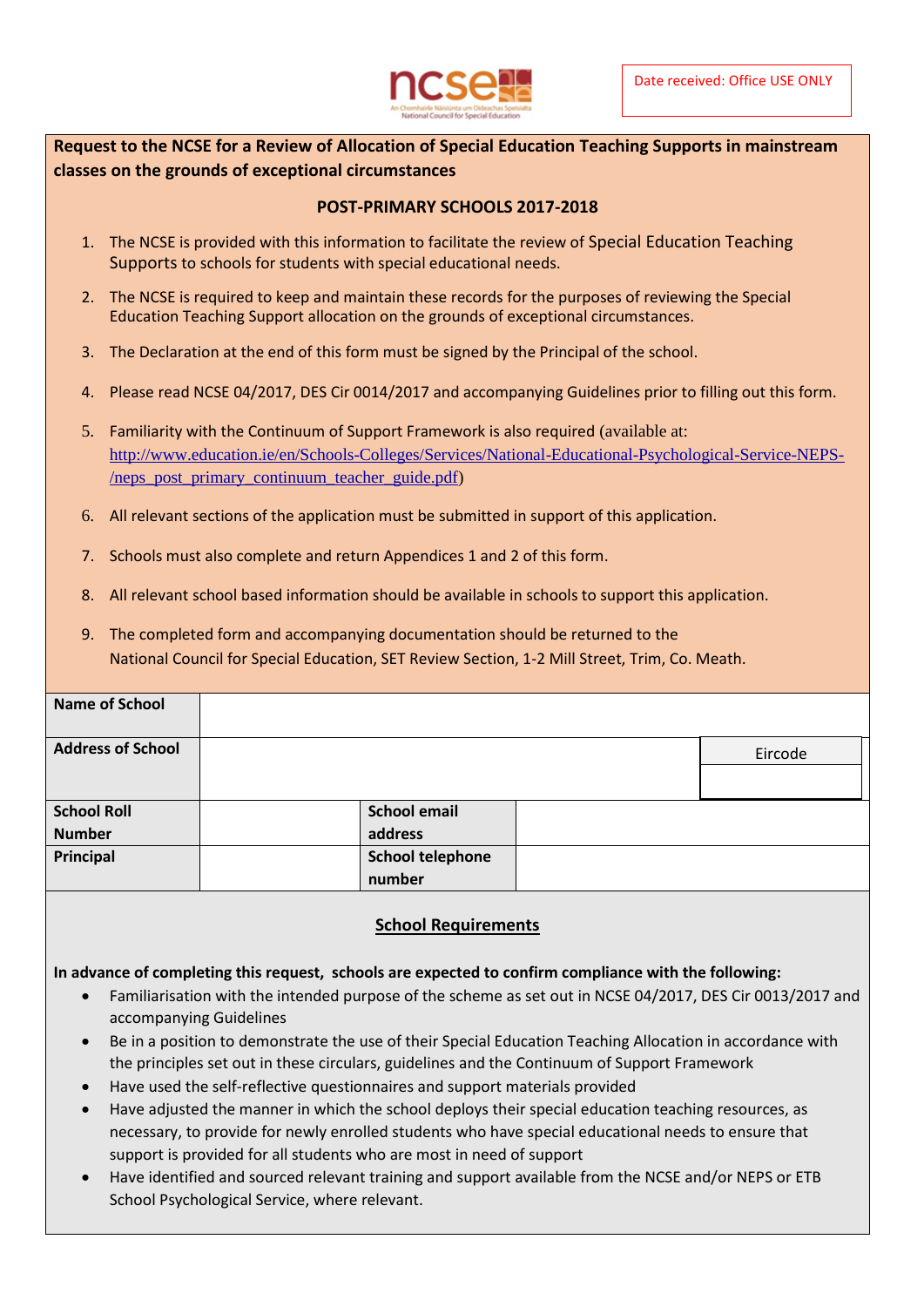Date received: Office USE ONLY

**Request to the NCSE for a Review of Allocation of Special Education Teaching Supports in mainstream classes on the grounds of exceptional circumstances**

**POST-PRIMARY SCHOOLS 2017-2018**

1. The NCSE is provided with this information to facilitate the review of Special Education Teaching Supports to schools for students with special educational needs.
2. The NCSE is required to keep and maintain these records for the purposes of reviewing the Special Education Teaching Support allocation on the grounds of exceptional circumstances.
3. The Declaration at the end of this form must be signed by the Principal of the school.
4. Please read NCSE 04/2017, DES Cir 0014/2017 and accompanying Guidelines prior to filling out this form.
5. Familiarity with the Continuum of Support Framework is also required (available at: http://www.education.ie/en/Schools-Colleges/Services/National-Educational-Psychological-Service-NEPS-/neps_post_primary_continuum_teacher_guide.pdf)
6. All relevant sections of the application must be submitted in support of this application.
7. Schools must also complete and return Appendices 1 and 2 of this form.
8. All relevant school based information should be available in schools to support this application.
9. The completed form and accompanying documentation should be returned to the National Council for Special Education, SET Review Section, 1-2 Mill Street, Trim, Co. Meath.

| **Name of School** | | | |
|---|---|---|---|
| **Address of School** | | | Eircode |
| **School Roll Number** | | **School email address** | |
| **Principal** | | **School telephone number** | |

## School Requirements

**In advance of completing this request, schools are expected to confirm compliance with the following:**

- Familiarisation with the intended purpose of the scheme as set out in NCSE 04/2017, DES Cir 0013/2017 and accompanying Guidelines
- Be in a position to demonstrate the use of their Special Education Teaching Allocation in accordance with the principles set out in these circulars, guidelines and the Continuum of Support Framework
- Have used the self-reflective questionnaires and support materials provided
- Have adjusted the manner in which the school deploys their special education teaching resources, as necessary, to provide for newly enrolled students who have special educational needs to ensure that support is provided for all students who are most in need of support
- Have identified and sourced relevant training and support available from the NCSE and/or NEPS or ETB School Psychological Service, where relevant.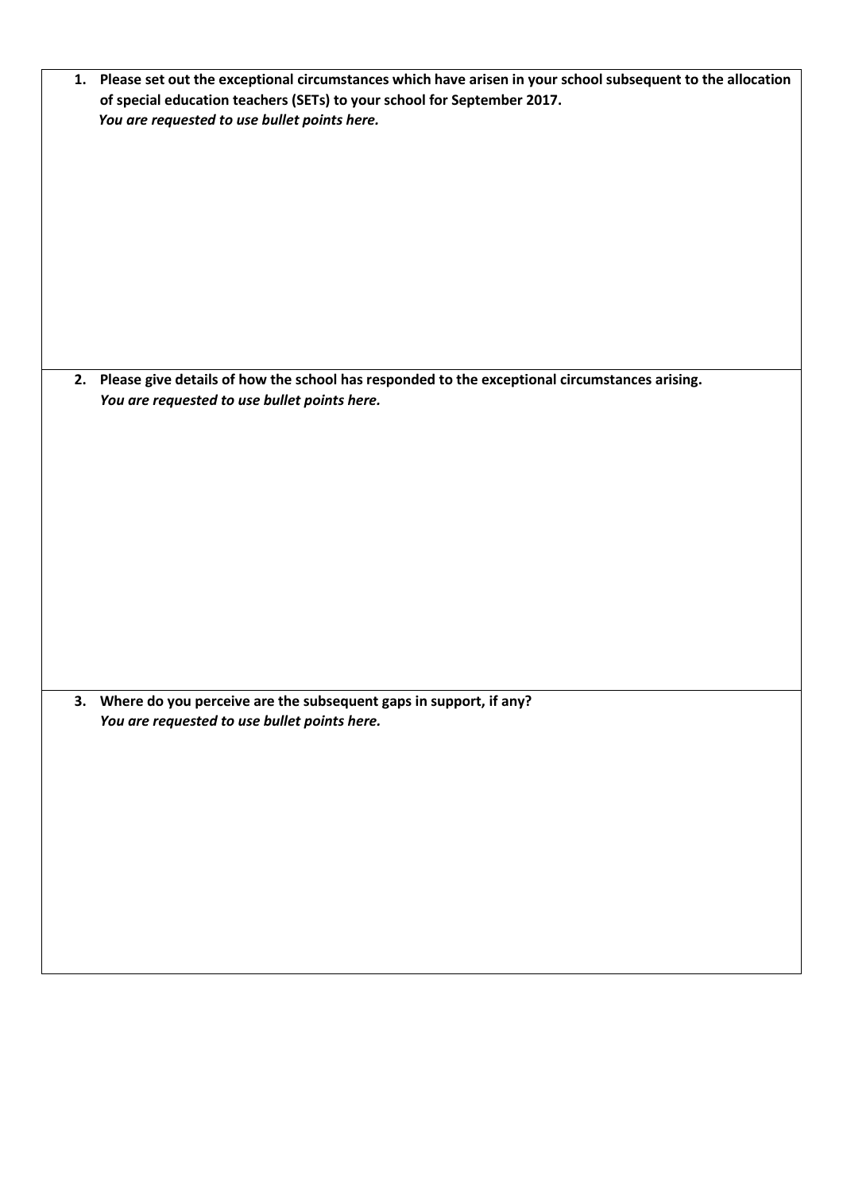1. **Please set out the exceptional circumstances which have arisen in your school subsequent to the allocation of special education teachers (SETs) to your school for September 2017.**
   ***You are requested to use bullet points here.***

2. **Please give details of how the school has responded to the exceptional circumstances arising.**
   ***You are requested to use bullet points here.***

3. **Where do you perceive are the subsequent gaps in support, if any?**
   ***You are requested to use bullet points here.***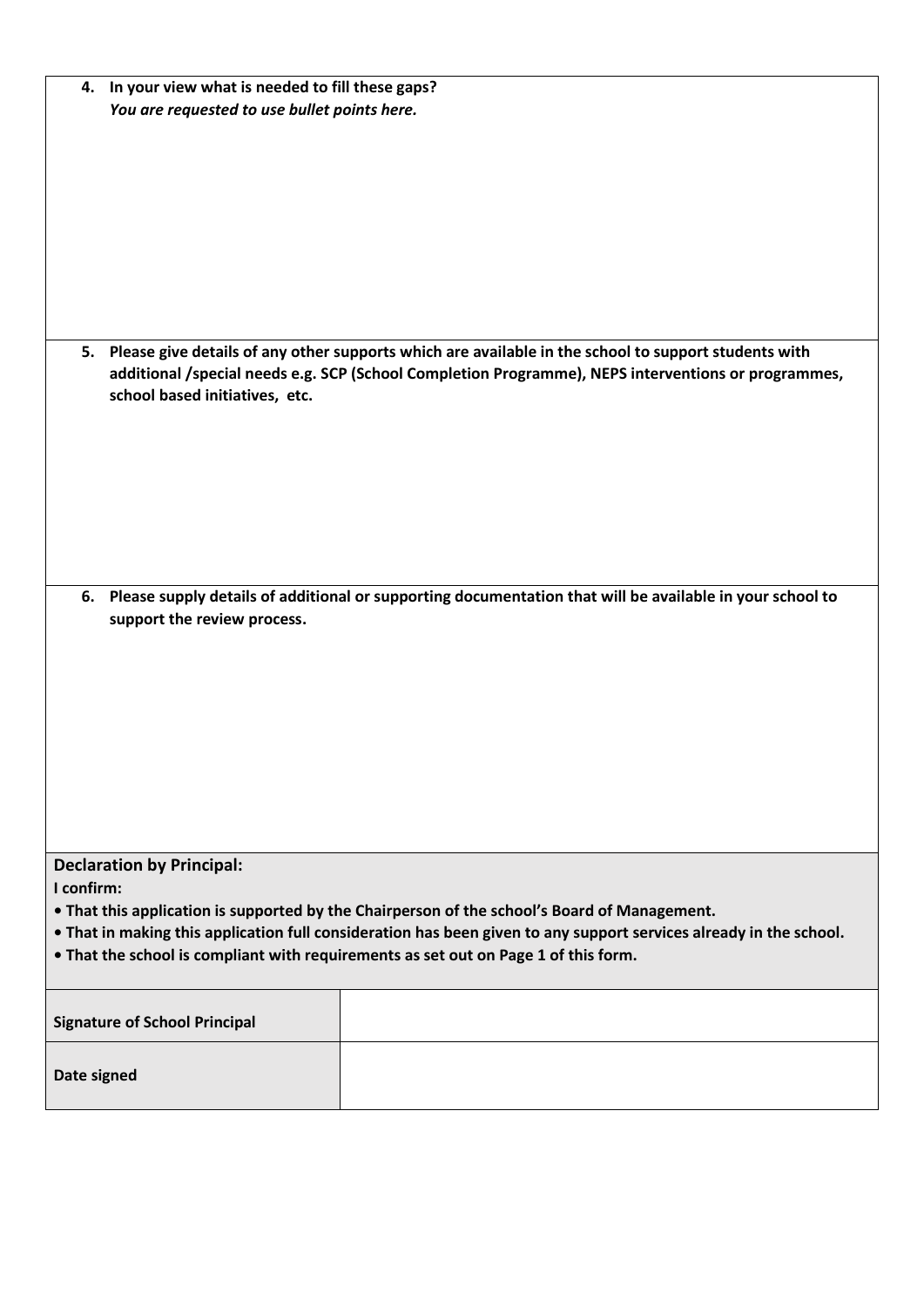**4. In your view what is needed to fill these gaps?**
***You are requested to use bullet points here.***

**5. Please give details of any other supports which are available in the school to support students with additional /special needs e.g. SCP (School Completion Programme), NEPS interventions or programmes, school based initiatives, etc.**

**6. Please supply details of additional or supporting documentation that will be available in your school to support the review process.**

**Declaration by Principal:**

**I confirm:**

- **That this application is supported by the Chairperson of the school's Board of Management.**
- **That in making this application full consideration has been given to any support services already in the school.**
- **That the school is compliant with requirements as set out on Page 1 of this form.**

| | |
|---|---|
| **Signature of School Principal** | |
| **Date signed** | |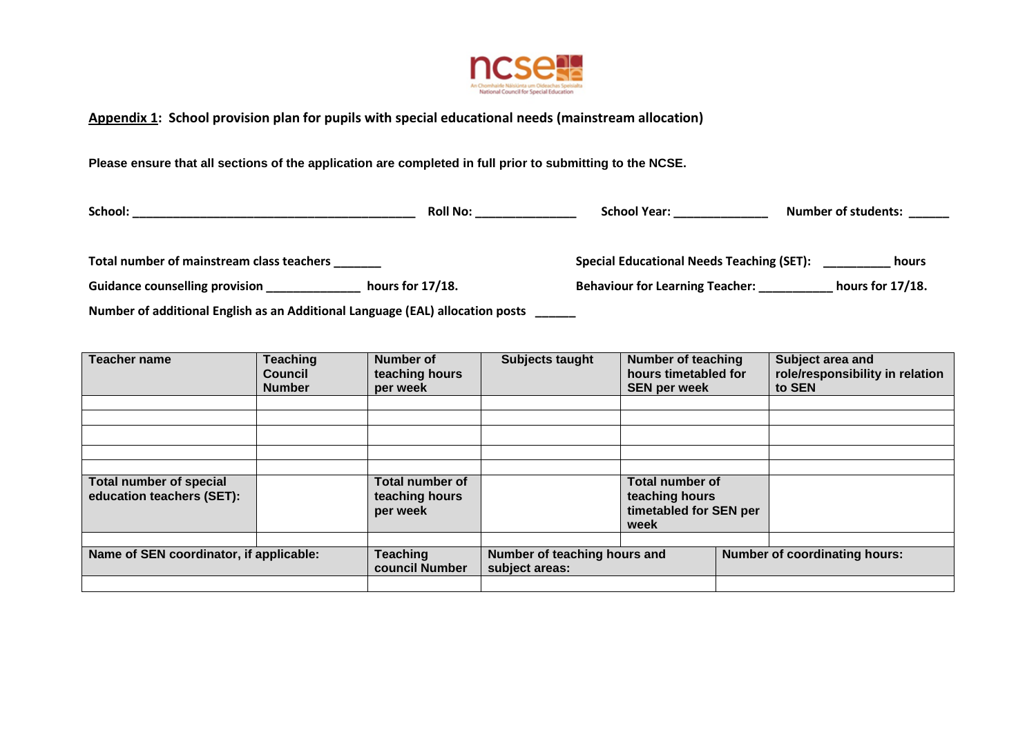**Appendix 1: School provision plan for pupils with special educational needs (mainstream allocation)**

**Please ensure that all sections of the application are completed in full prior to submitting to the NCSE.**

**School:** ___________________________________________ **Roll No:** _______________ **School Year:** ______________ **Number of students:** ______

**Total number of mainstream class teachers** _______

**Special Educational Needs Teaching (SET):** __________ **hours**

**Guidance counselling provision** ______________ **hours for 17/18.**

**Behaviour for Learning Teacher:** ___________ **hours for 17/18.**

**Number of additional English as an Additional Language (EAL) allocation posts** ______

| Teacher name | Teaching Council Number | Number of teaching hours per week | Subjects taught | Number of teaching hours timetabled for SEN per week | Subject area and role/responsibility in relation to SEN |
|---|---|---|---|---|---|
| | | | | | |
| | | | | | |
| | | | | | |
| | | | | | |
| | | | | | |
| **Total number of special education teachers (SET):** | | **Total number of teaching hours per week** | | **Total number of teaching hours timetabled for SEN per week** | |
| | | | | | |

| Name of SEN coordinator, if applicable: | Teaching council Number | Number of teaching hours and subject areas: | Number of coordinating hours: |
|---|---|---|---|
| | | | |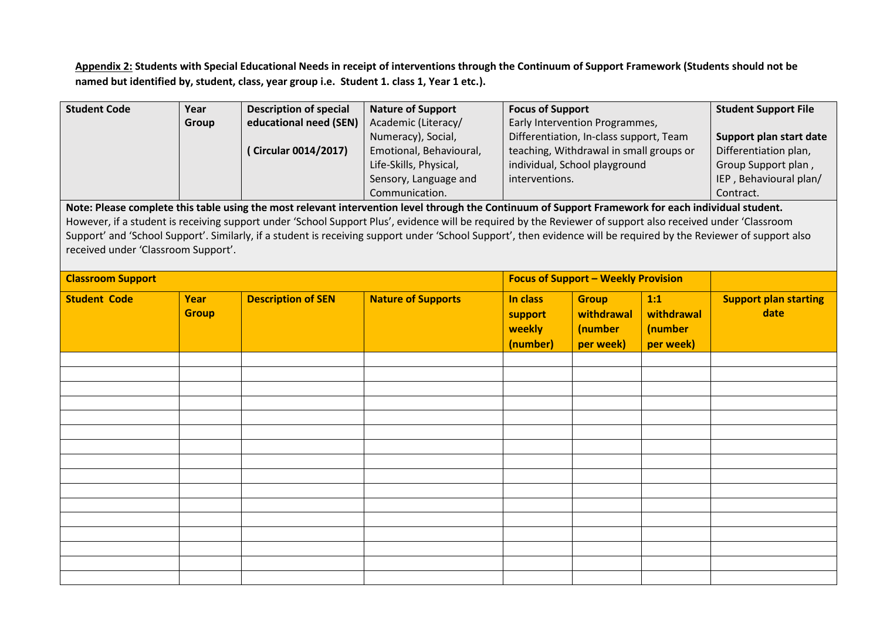**Appendix 2:** **Students with Special Educational Needs in receipt of interventions through the Continuum of Support Framework (Students should not be named but identified by, student, class, year group i.e. Student 1. class 1, Year 1 etc.).**

| **Student Code** | **Year Group** | **Description of special educational need (SEN)**<br><br>**( Circular 0014/2017)** | **Nature of Support** Academic (Literacy/ Numeracy), Social, Emotional, Behavioural, Life-Skills, Physical, Sensory, Language and Communication. | **Focus of Support** Early Intervention Programmes, Differentiation, In-class support, Team teaching, Withdrawal in small groups or individual, School playground interventions. | | | **Student Support File**<br><br>**Support plan start date** Differentiation plan, Group Support plan , IEP , Behavioural plan/ Contract. |
|---|---|---|---|---|---|---|---|
| **Note: Please complete this table using the most relevant intervention level through the Continuum of Support Framework for each individual student.** However, if a student is receiving support under 'School Support Plus', evidence will be required by the Reviewer of support also received under 'Classroom Support' and 'School Support'. Similarly, if a student is receiving support under 'School Support', then evidence will be required by the Reviewer of support also received under 'Classroom Support'. | | | | | | | |
| **Classroom Support** | | | | **Focus of Support – Weekly Provision** | | | |
| **Student Code** | **Year Group** | **Description of SEN** | **Nature of Supports** | **In class support weekly (number)** | **Group withdrawal (number per week)** | **1:1 withdrawal (number per week)** | **Support plan starting date** |
| | | | | | | | |
| | | | | | | | |
| | | | | | | | |
| | | | | | | | |
| | | | | | | | |
| | | | | | | | |
| | | | | | | | |
| | | | | | | | |
| | | | | | | | |
| | | | | | | | |
| | | | | | | | |
| | | | | | | | |
| | | | | | | | |
| | | | | | | | |
| | | | | | | | |
| | | | | | | | |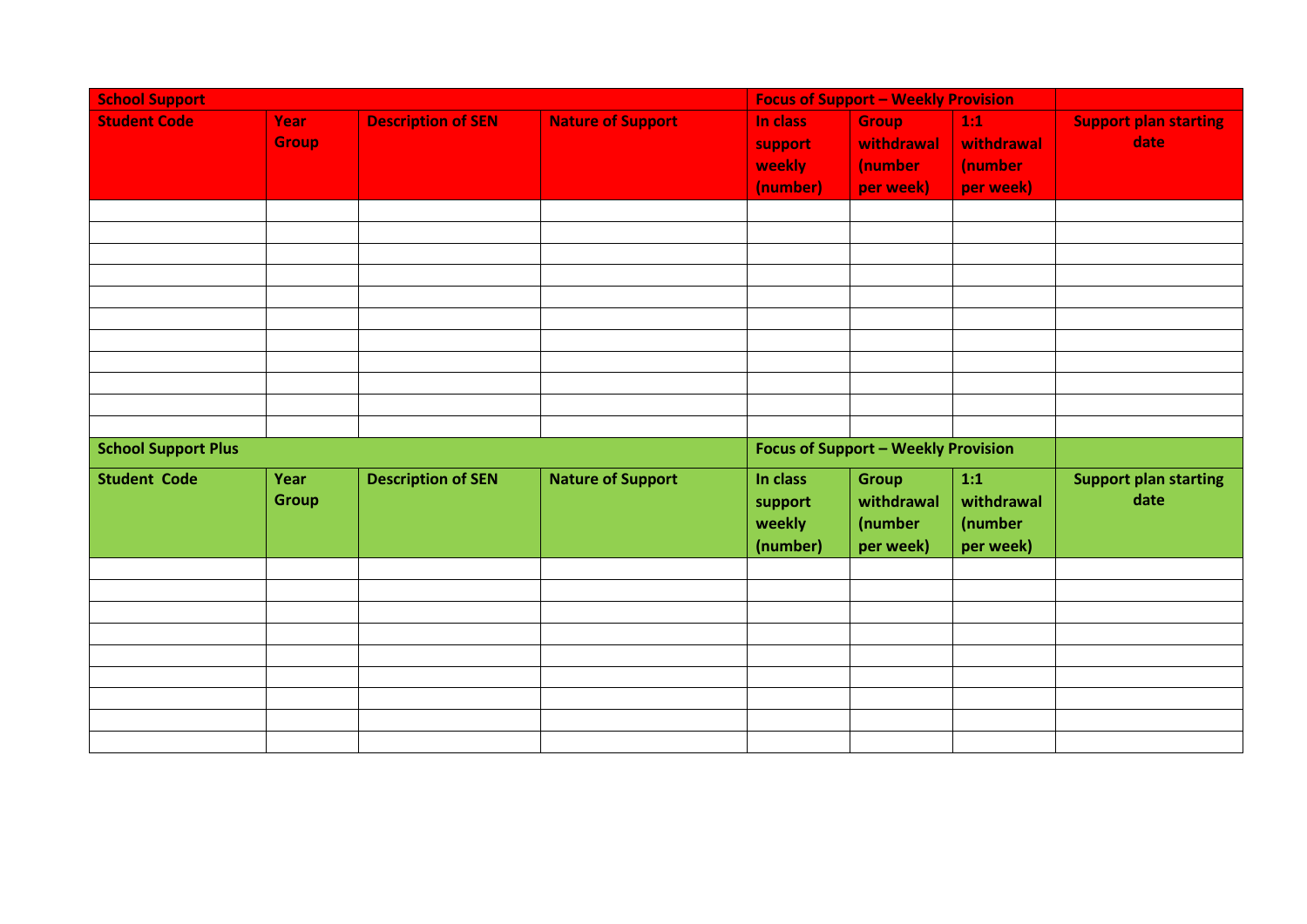| School Support | | | | Focus of Support – Weekly Provision | | | |
|---|---|---|---|---|---|---|---|
| **Student Code** | **Year Group** | **Description of SEN** | **Nature of Support** | **In class support weekly (number)** | **Group withdrawal (number per week)** | **1:1 withdrawal (number per week)** | **Support plan starting date** |
| | | | | | | | |
| | | | | | | | |
| | | | | | | | |
| | | | | | | | |
| | | | | | | | |
| | | | | | | | |
| | | | | | | | |
| | | | | | | | |
| | | | | | | | |
| | | | | | | | |
| | | | | | | | |

| School Support Plus | | | | Focus of Support – Weekly Provision | | | |
|---|---|---|---|---|---|---|---|
| **Student Code** | **Year Group** | **Description of SEN** | **Nature of Support** | **In class support weekly (number)** | **Group withdrawal (number per week)** | **1:1 withdrawal (number per week)** | **Support plan starting date** |
| | | | | | | | |
| | | | | | | | |
| | | | | | | | |
| | | | | | | | |
| | | | | | | | |
| | | | | | | | |
| | | | | | | | |
| | | | | | | | |
| | | | | | | | |